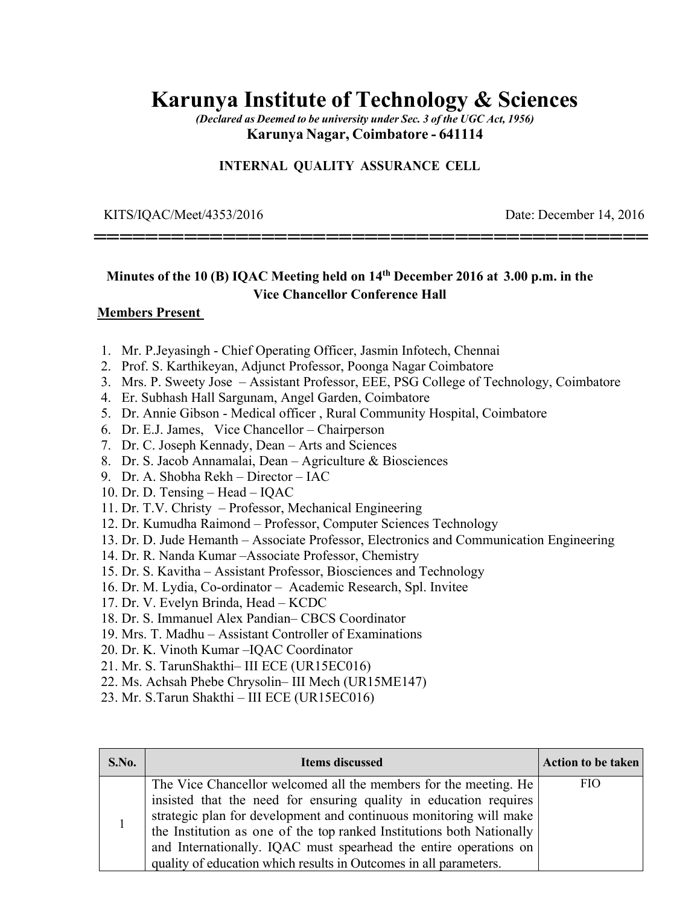# Karunya Institute of Technology & Sciences

*(Declared as Deemed to be university under Sec. 3 of the UGC Act, 1956)*

**Karunya Nagar, Coimbatore - 641114**

**INTERNAL QUALITY ASSURANCE CELL**

KITS/IQAC/Meet/4353/2016 Date: December 14, 2016

---

**Minutes of the 10 (B) IQAC Meeting held on 14th December 2016 at 3.00 p.m. in the Vice Chancellor Conference Hall**

**Members Present**

1. Mr. P.Jeyasingh - Chief Operating Officer, Jasmin Infotech, Chennai
2. Prof. S. Karthikeyan, Adjunct Professor, Poonga Nagar Coimbatore
3. Mrs. P. Sweety Jose – Assistant Professor, EEE, PSG College of Technology, Coimbatore
4. Er. Subhash Hall Sargunam, Angel Garden, Coimbatore
5. Dr. Annie Gibson - Medical officer , Rural Community Hospital, Coimbatore
6. Dr. E.J. James, Vice Chancellor – Chairperson
7. Dr. C. Joseph Kennady, Dean – Arts and Sciences
8. Dr. S. Jacob Annamalai, Dean – Agriculture & Biosciences
9. Dr. A. Shobha Rekh – Director – IAC
10. Dr. D. Tensing – Head – IQAC
11. Dr. T.V. Christy – Professor, Mechanical Engineering
12. Dr. Kumudha Raimond – Professor, Computer Sciences Technology
13. Dr. D. Jude Hemanth – Associate Professor, Electronics and Communication Engineering
14. Dr. R. Nanda Kumar –Associate Professor, Chemistry
15. Dr. S. Kavitha – Assistant Professor, Biosciences and Technology
16. Dr. M. Lydia, Co-ordinator – Academic Research, Spl. Invitee
17. Dr. V. Evelyn Brinda, Head – KCDC
18. Dr. S. Immanuel Alex Pandian– CBCS Coordinator
19. Mrs. T. Madhu – Assistant Controller of Examinations
20. Dr. K. Vinoth Kumar –IQAC Coordinator
21. Mr. S. TarunShakthi– III ECE (UR15EC016)
22. Ms. Achsah Phebe Chrysolin– III Mech (UR15ME147)
23. Mr. S.Tarun Shakthi – III ECE (UR15EC016)

| S.No. | Items discussed | Action to be taken |
|---|---|---|
| 1 | The Vice Chancellor welcomed all the members for the meeting. He insisted that the need for ensuring quality in education requires strategic plan for development and continuous monitoring will make the Institution as one of the top ranked Institutions both Nationally and Internationally. IQAC must spearhead the entire operations on quality of education which results in Outcomes in all parameters. | FIO |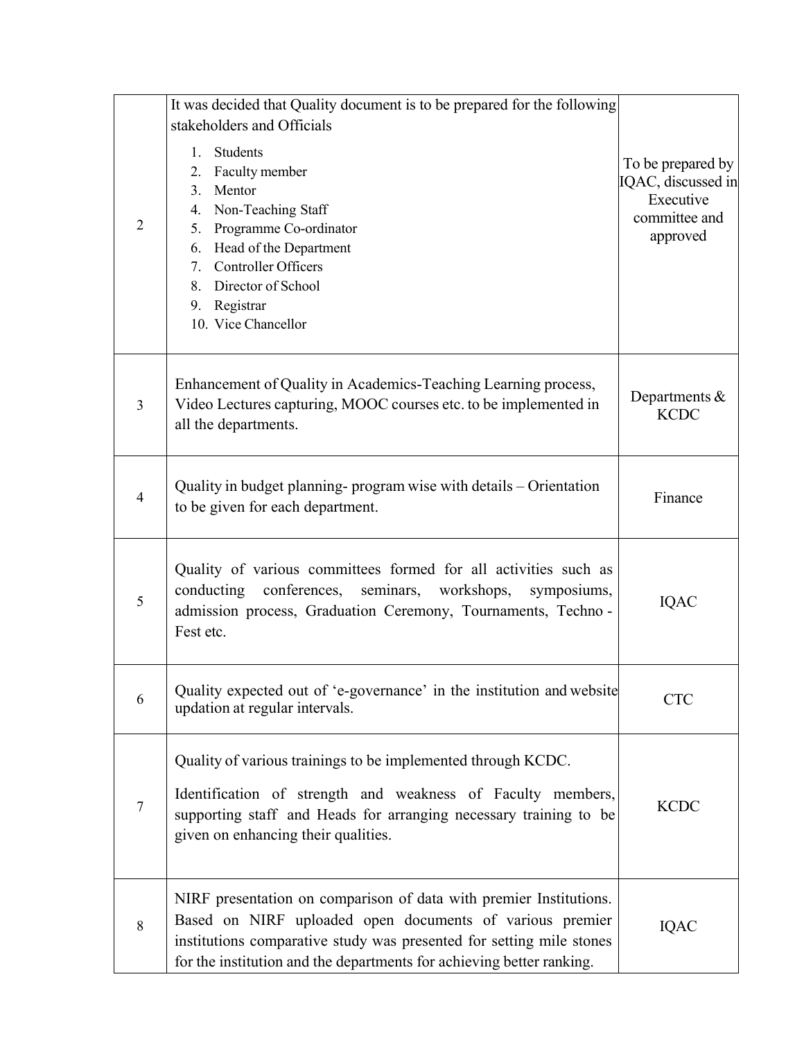| | | |
|---|---|---|
| 2 | It was decided that Quality document is to be prepared for the following stakeholders and Officials<br>1. Students<br>2. Faculty member<br>3. Mentor<br>4. Non-Teaching Staff<br>5. Programme Co-ordinator<br>6. Head of the Department<br>7. Controller Officers<br>8. Director of School<br>9. Registrar<br>10. Vice Chancellor | To be prepared by IQAC, discussed in Executive committee and approved |
| 3 | Enhancement of Quality in Academics-Teaching Learning process, Video Lectures capturing, MOOC courses etc. to be implemented in all the departments. | Departments & KCDC |
| 4 | Quality in budget planning- program wise with details – Orientation to be given for each department. | Finance |
| 5 | Quality of various committees formed for all activities such as conducting conferences, seminars, workshops, symposiums, admission process, Graduation Ceremony, Tournaments, Techno - Fest etc. | IQAC |
| 6 | Quality expected out of 'e-governance' in the institution and website updation at regular intervals. | CTC |
| 7 | Quality of various trainings to be implemented through KCDC.<br>Identification of strength and weakness of Faculty members, supporting staff and Heads for arranging necessary training to be given on enhancing their qualities. | KCDC |
| 8 | NIRF presentation on comparison of data with premier Institutions. Based on NIRF uploaded open documents of various premier institutions comparative study was presented for setting mile stones for the institution and the departments for achieving better ranking. | IQAC |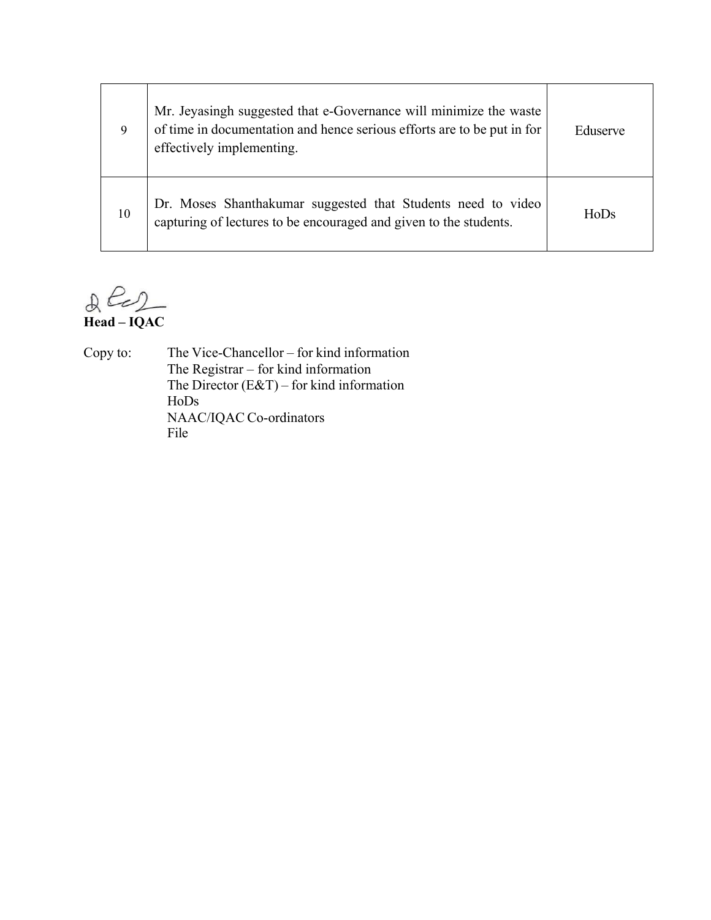| 9 | Mr. Jeyasingh suggested that e-Governance will minimize the waste of time in documentation and hence serious efforts are to be put in for effectively implementing. | Eduserve |
|---|---|---|
| 10 | Dr. Moses Shanthakumar suggested that Students need to video capturing of lectures to be encouraged and given to the students. | HoDs |

**Head – IQAC**

Copy to:
- The Vice-Chancellor – for kind information
- The Registrar – for kind information
- The Director (E&T) – for kind information
- HoDs
- NAAC/IQAC Co-ordinators
- File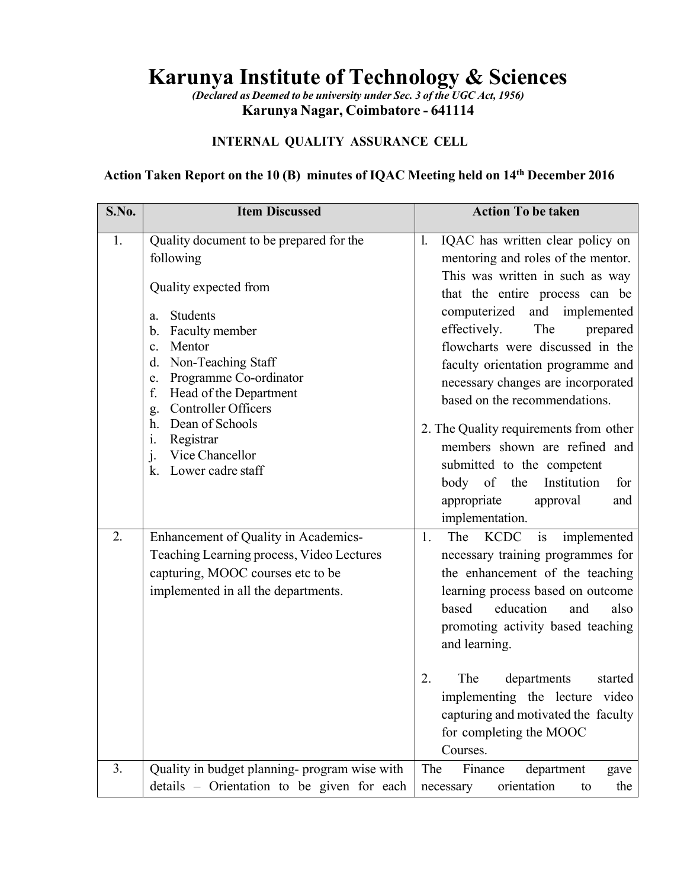# Karunya Institute of Technology & Sciences

*(Declared as Deemed to be university under Sec. 3 of the UGC Act, 1956)*

**Karunya Nagar, Coimbatore - 641114**

**INTERNAL QUALITY ASSURANCE CELL**

**Action Taken Report on the 10 (B) minutes of IQAC Meeting held on 14th December 2016**

| S.No. | Item Discussed | Action To be taken |
|---|---|---|
| 1. | Quality document to be prepared for the following<br><br>Quality expected from<br><br>a. Students<br>b. Faculty member<br>c. Mentor<br>d. Non-Teaching Staff<br>e. Programme Co-ordinator<br>f. Head of the Department<br>g. Controller Officers<br>h. Dean of Schools<br>i. Registrar<br>j. Vice Chancellor<br>k. Lower cadre staff | 1. IQAC has written clear policy on mentoring and roles of the mentor. This was written in such as way that the entire process can be computerized and implemented effectively. The prepared flowcharts were discussed in the faculty orientation programme and necessary changes are incorporated based on the recommendations.<br><br>2. The Quality requirements from other members shown are refined and submitted to the competent body of the Institution for appropriate approval and implementation. |
| 2. | Enhancement of Quality in Academics-Teaching Learning process, Video Lectures capturing, MOOC courses etc to be implemented in all the departments. | 1. The KCDC is implemented necessary training programmes for the enhancement of the teaching learning process based on outcome based education and also promoting activity based teaching and learning.<br><br>2. The departments started implementing the lecture video capturing and motivated the faculty for completing the MOOC Courses. |
| 3. | Quality in budget planning- program wise with details – Orientation to be given for each | The Finance department gave necessary orientation to the |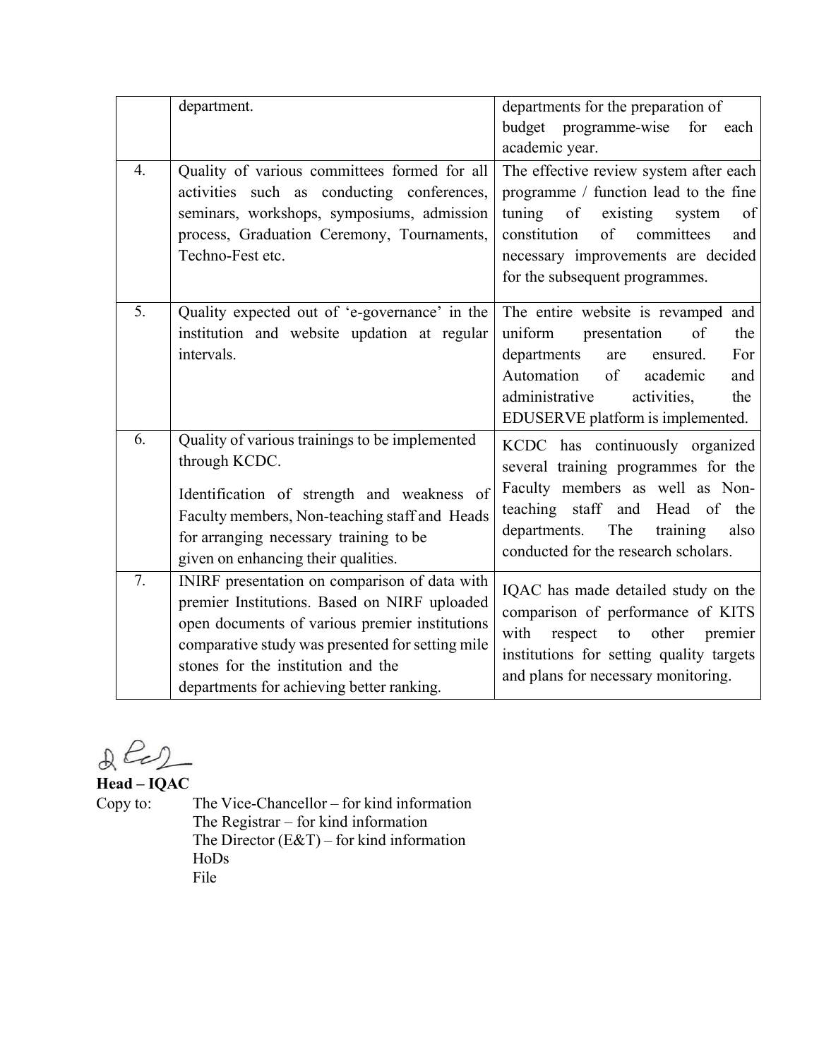| | | |
|---|---|---|
| | department. | departments for the preparation of budget programme-wise for each academic year. |
| 4. | Quality of various committees formed for all activities such as conducting conferences, seminars, workshops, symposiums, admission process, Graduation Ceremony, Tournaments, Techno-Fest etc. | The effective review system after each programme / function lead to the fine tuning of existing system of constitution of committees and necessary improvements are decided for the subsequent programmes. |
| 5. | Quality expected out of 'e-governance' in the institution and website updation at regular intervals. | The entire website is revamped and uniform presentation of the departments are ensured. For Automation of academic and administrative activities, the EDUSERVE platform is implemented. |
| 6. | Quality of various trainings to be implemented through KCDC.<br><br>Identification of strength and weakness of Faculty members, Non-teaching staff and Heads for arranging necessary training to be given on enhancing their qualities. | KCDC has continuously organized several training programmes for the Faculty members as well as Non-teaching staff and Head of the departments. The training also conducted for the research scholars. |
| 7. | INIRF presentation on comparison of data with premier Institutions. Based on NIRF uploaded open documents of various premier institutions comparative study was presented for setting mile stones for the institution and the departments for achieving better ranking. | IQAC has made detailed study on the comparison of performance of KITS with respect to other premier institutions for setting quality targets and plans for necessary monitoring. |

**Head – IQAC**

Copy to:
- The Vice-Chancellor – for kind information
- The Registrar – for kind information
- The Director (E&T) – for kind information
- HoDs
- File